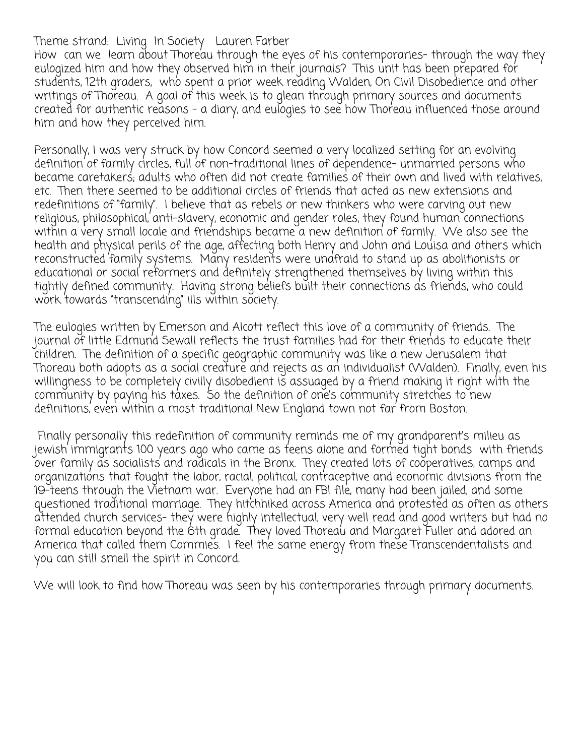Theme strand: Living In Society Lauren Farber

How can we learn about Thoreau through the eyes of his contemporaries- through the way they eulogized him and how they observed him in their journals? This unit has been prepared for students, 12th graders, who spent a prior week reading Walden, On Civil Disobedience and other writings of Thoreau. A goal of this week is to glean through primary sources and documents created for authentic reasons - a diary, and eulogies to see how Thoreau influenced those around him and how they perceived him.

Personally, I was very struck by how Concord seemed a very localized setting for an evolving definition of family circles, full of non-traditional lines of dependence- unmarried persons who became caretakers; adults who often did not create families of their own and lived with relatives, etc. Then there seemed to be additional circles of friends that acted as new extensions and redefinitions of "family". I believe that as rebels or new thinkers who were carving out new religious, philosophical, anti-slavery, economic and gender roles, they found human connections within a very small locale and friendships became a new definition of family. We also see the health and physical perils of the age, affecting both Henry and John and Louisa and others which reconstructed family systems. Many residents were unafraid to stand up as abolitionists or educational or social reformers and definitely strengthened themselves by living within this tightly defined community. Having strong beliefs built their connections as friends, who could work towards "transcending" ills within society.

The eulogies written by Emerson and Alcott reflect this love of a community of friends. The journal of little Edmund Sewall reflects the trust families had for their friends to educate their children. The definition of a specific geographic community was like a new Jerusalem that Thoreau both adopts as a social creature and rejects as an individualist (Walden). Finally, even his willingness to be completely civilly disobedient is assuaged by a friend making it right with the community by paying his taxes. So the definition of one's community stretches to new definitions, even within a most traditional New England town not far from Boston.

Finally personally this redefinition of community reminds me of my grandparent's milieu as jewish immigrants 100 years ago who came as teens alone and formed tight bonds with friends over family as socialists and radicals in the Bronx. They created lots of cooperatives, camps and organizations that fought the labor, racial, political, contraceptive and economic divisions from the 19-teens through the Vietnam war. Everyone had an FBI file, many had been jailed, and some questioned traditional marriage. They hitchhiked across America and protested as often as others attended church services- they were highly intellectual, very well read and good writers but had no formal education beyond the 6th grade. They loved Thoreau and Margaret Fuller and adored an America that called them Commies. I feel the same energy from these Transcendentalists and you can still smell the spirit in Concord.

We will look to find how Thoreau was seen by his contemporaries through primary documents.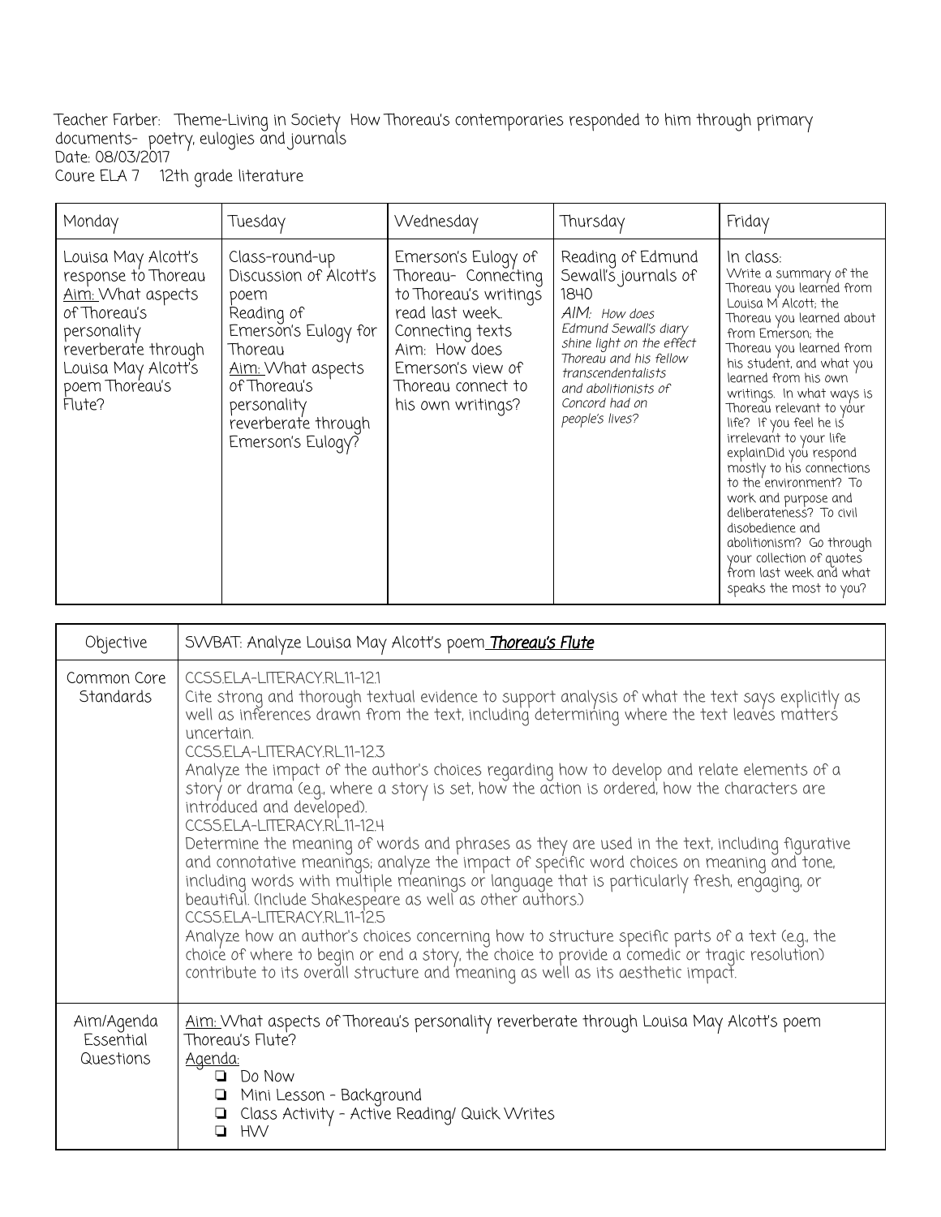Teacher Farber: Theme-Living in Society How Thoreau's contemporaries responded to him through primary documents- poetry, eulogies and journals
Date: 08/03/2017
Coure ELA 7 12th grade literature

| Monday | Tuesday | Wednesday | Thursday | Friday |
|---|---|---|---|---|
| Louisa May Alcott's response to Thoreau <u>Aim:</u> What aspects of Thoreau's personality reverberate through Louisa May Alcott's poem Thoreau's Flute? | Class-round-up Discussion of Alcott's poem Reading of Emerson's Eulogy for Thoreau <u>Aim:</u> What aspects of Thoreau's personality reverberate through Emerson's Eulogy? | Emerson's Eulogy of Thoreau- Connecting to Thoreau's writings read last week. Connecting texts Aim: How does Emerson's view of Thoreau connect to his own writings? | Reading of Edmund Sewall's journals of 1840 *AIM: How does Edmund Sewall's diary shine light on the effect Thoreau and his fellow transcendentalists and abolitionists of Concord had on people's lives?* | In class: Write a summary of the Thoreau you learned from Louisa M Alcott; the Thoreau you learned about from Emerson; the Thoreau you learned from his student, and what you learned from his own writings. In what ways is Thoreau relevant to your life? If you feel he is irrelevant to your life explain.Did you respond mostly to his connections to the environment? To work and purpose and deliberateness? To civil disobedience and abolitionism? Go through your collection of quotes from last week and what speaks the most to you? |

| Objective | SWBAT: Analyze Louisa May Alcott's poem ***<u>Thoreau's Flute</u>*** |
|---|---|
| Common Core Standards | CCSS.ELA-LITERACY.RL.11-12.1<br>Cite strong and thorough textual evidence to support analysis of what the text says explicitly as well as inferences drawn from the text, including determining where the text leaves matters uncertain.<br>CCSS.ELA-LITERACY.RL.11-12.3<br>Analyze the impact of the author's choices regarding how to develop and relate elements of a story or drama (e.g., where a story is set, how the action is ordered, how the characters are introduced and developed).<br>CCSS.ELA-LITERACY.RL.11-12.4<br>Determine the meaning of words and phrases as they are used in the text, including figurative and connotative meanings; analyze the impact of specific word choices on meaning and tone, including words with multiple meanings or language that is particularly fresh, engaging, or beautiful. (Include Shakespeare as well as other authors.)<br>CCSS.ELA-LITERACY.RL.11-12.5<br>Analyze how an author's choices concerning how to structure specific parts of a text (e.g., the choice of where to begin or end a story, the choice to provide a comedic or tragic resolution) contribute to its overall structure and meaning as well as its aesthetic impact. |
| Aim/Agenda Essential Questions | <u>Aim:</u> What aspects of Thoreau's personality reverberate through Louisa May Alcott's poem Thoreau's Flute?<br><u>Agenda:</u><br>❏ Do Now<br>❏ Mini Lesson - Background<br>❏ Class Activity - Active Reading/ Quick Writes<br>❏ HW |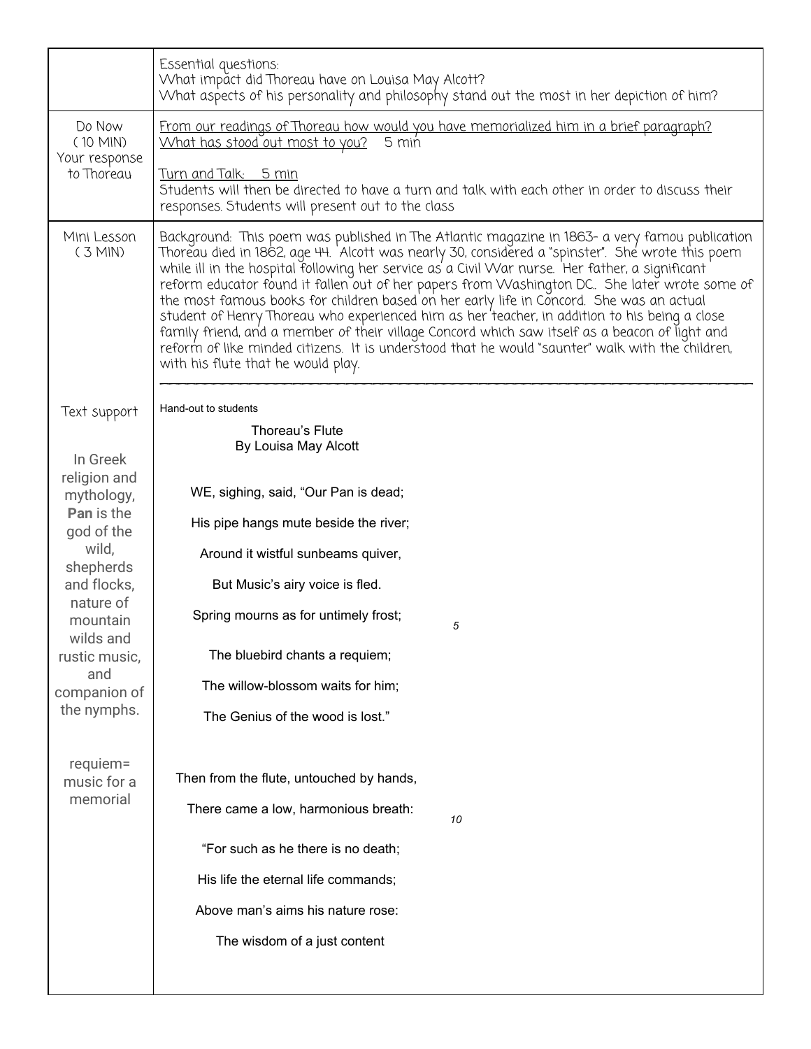| | |
|---|---|
| | Essential questions:<br>What impact did Thoreau have on Louisa May Alcott?<br>What aspects of his personality and philosophy stand out the most in her depiction of him? |
| Do Now<br>(10 MIN)<br>Your response to Thoreau | From our readings of Thoreau how would you have memorialized him in a brief paragraph? What has stood out most to you? 5 min<br><br>Turn and Talk: 5 min<br>Students will then be directed to have a turn and talk with each other in order to discuss their responses. Students will present out to the class |
| Mini Lesson<br>(3 MIN) | Background: This poem was published in The Atlantic magazine in 1863- a very famou publication Thoreau died in 1862, age 44. Alcott was nearly 30, considered a "spinster". She wrote this poem while ill in the hospital following her service as a Civil War nurse. Her father, a significant reform educator found it fallen out of her papers from Washington DC.. She later wrote some of the most famous books for children based on her early life in Concord. She was an actual student of Henry Thoreau who experienced him as her teacher, in addition to his being a close family friend, and a member of their village Concord which saw itself as a beacon of light and reform of like minded citizens. It is understood that he would "saunter" walk with the children, with his flute that he would play. |
| Text support<br><br>In Greek religion and mythology, **Pan** is the god of the wild, shepherds and flocks, nature of mountain wilds and rustic music, and companion of the nymphs.<br><br>requiem= music for a memorial | Hand-out to students<br><br>Thoreau's Flute<br>By Louisa May Alcott<br><br>WE, sighing, said, "Our Pan is dead;<br>His pipe hangs mute beside the river;<br>Around it wistful sunbeams quiver,<br>But Music's airy voice is fled.<br>Spring mourns as for untimely frost; 5<br>The bluebird chants a requiem;<br>The willow-blossom waits for him;<br>The Genius of the wood is lost."<br><br>Then from the flute, untouched by hands,<br>There came a low, harmonious breath: 10<br>"For such as he there is no death;<br>His life the eternal life commands;<br>Above man's aims his nature rose:<br>The wisdom of a just content |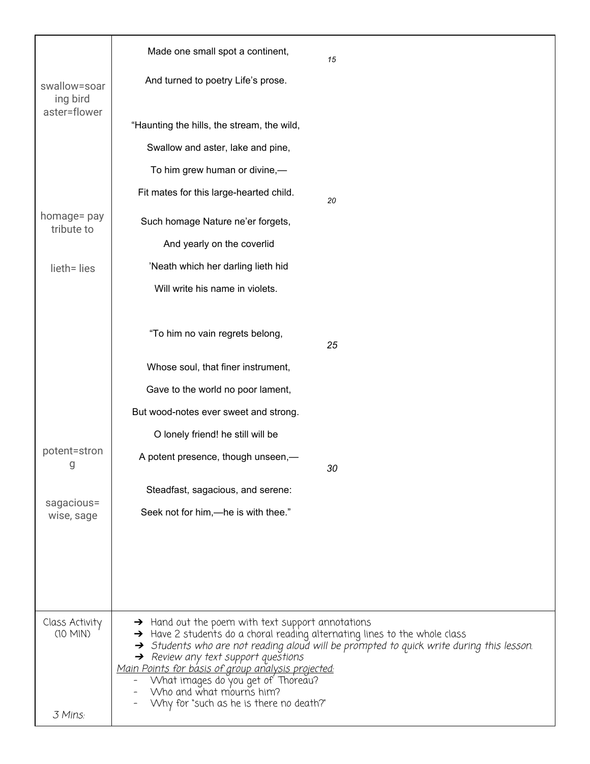| | | |
|---|---|---|
| | Made one small spot a continent, | 15 |
| swallow=soaring bird<br>aster=flower | And turned to poetry Life's prose. | |
| | "Haunting the hills, the stream, the wild,<br>Swallow and aster, lake and pine,<br>To him grew human or divine,—<br>Fit mates for this large-hearted child. | 20 |
| homage= pay tribute to | Such homage Nature ne'er forgets, | |
| | And yearly on the coverlid | |
| lieth= lies | 'Neath which her darling lieth hid<br>Will write his name in violets. | |
| | "To him no vain regrets belong, | 25 |
| | Whose soul, that finer instrument,<br>Gave to the world no poor lament,<br>But wood-notes ever sweet and strong.<br>O lonely friend! he still will be | |
| potent=strong | A potent presence, though unseen,— | 30 |
| sagacious= wise, sage | Steadfast, sagacious, and serene:<br>Seek not for him,—he is with thee." | |
| Class Activity (10 MIN)<br><br>3 Mins: | ➔ Hand out the poem with text support annotations<br>➔ Have 2 students do a choral reading alternating lines to the whole class<br>➔ *Students who are not reading aloud will be prompted to quick write during this lesson.*<br>➔ *Review any text support questions*<br><br>*Main Points for basis of group analysis projected:*<br>- What images do you get of Thoreau?<br>- Who and what mourns him?<br>- Why for "such as he is there no death?" | |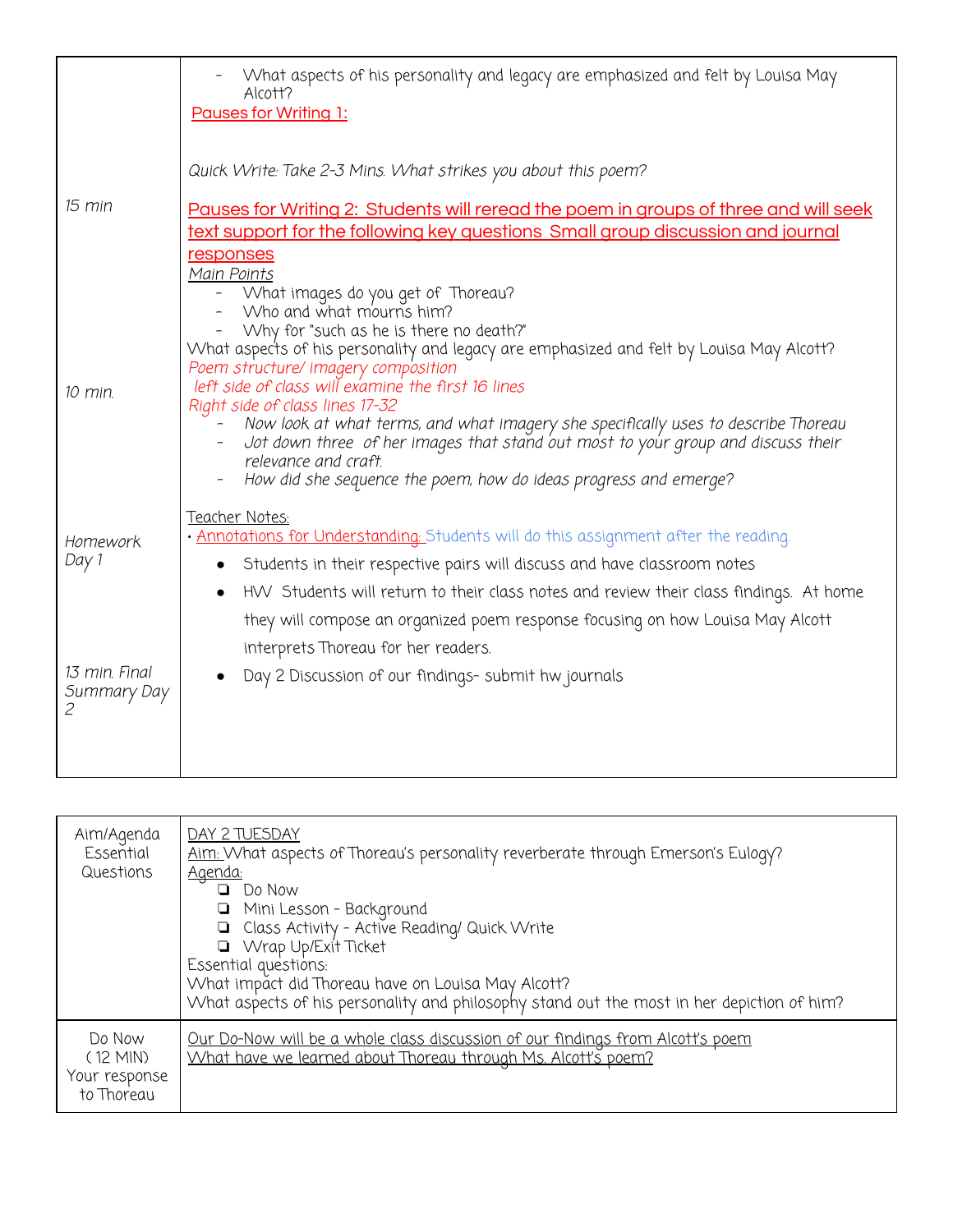| | |
|---|---|
| 15 min<br><br>10 min.<br><br>Homework Day 1<br><br>13 min. Final Summary Day 2 | - What aspects of his personality and legacy are emphasized and felt by Louisa May Alcott?<br>Pauses for Writing 1:<br><br>*Quick Write: Take 2-3 Mins. What strikes you about this poem?*<br><br>Pauses for Writing 2: Students will reread the poem in groups of three and will seek text support for the following key questions Small group discussion and journal responses<br>Main Points<br>- What images do you get of Thoreau?<br>- Who and what mourns him?<br>- Why for "such as he is there no death?"<br>What aspects of his personality and legacy are emphasized and felt by Louisa May Alcott?<br>*Poem structure/ imagery composition*<br>*left side of class will examine the first 16 lines*<br>*Right side of class lines 17-32*<br>- *Now look at what terms, and what imagery she specifically uses to describe Thoreau*<br>- *Jot down three of her images that stand out most to your group and discuss their relevance and craft.*<br>- *How did she sequence the poem, how do ideas progress and emerge?*<br><br>Teacher Notes:<br>• Annotations for Understanding: Students will do this assignment after the reading.<br>• Students in their respective pairs will discuss and have classroom notes<br>• HW Students will return to their class notes and review their class findings. At home they will compose an organized poem response focusing on how Louisa May Alcott interprets Thoreau for her readers.<br>• Day 2 Discussion of our findings- submit hw journals |

| | |
|---|---|
| Aim/Agenda Essential Questions | DAY 2 TUESDAY<br>Aim: What aspects of Thoreau's personality reverberate through Emerson's Eulogy?<br>Agenda:<br>❏ Do Now<br>❏ Mini Lesson - Background<br>❏ Class Activity - Active Reading/ Quick Write<br>❏ Wrap Up/Exit Ticket<br>Essential questions:<br>What impact did Thoreau have on Louisa May Alcott?<br>What aspects of his personality and philosophy stand out the most in her depiction of him? |
| Do Now (12 MIN) Your response to Thoreau | Our Do-Now will be a whole class discussion of our findings from Alcott's poem<br>What have we learned about Thoreau through Ms. Alcott's poem? |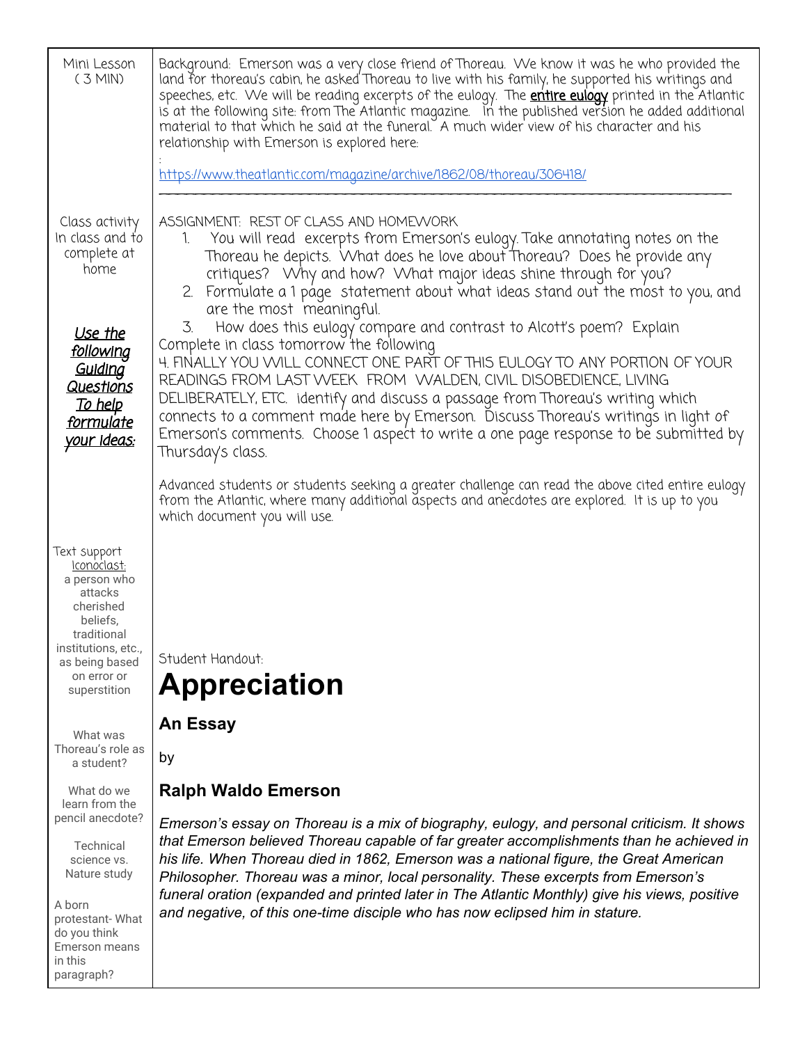| Mini Lesson ( 3 MIN) | Background: Emerson was a very close friend of Thoreau. We know it was he who provided the land for thoreau's cabin, he asked Thoreau to live with his family, he supported his writings and speeches, etc. We will be reading excerpts of the eulogy. The **entire eulogy** printed in the Atlantic is at the following site: from The Atlantic magazine. In the published version he added additional material to that which he said at the funeral. A much wider view of his character and his relationship with Emerson is explored here: : https://www.theatlantic.com/magazine/archive/1862/08/thoreau/306418/ |
| --- | --- |
| Class activity In class and to complete at home *Use the following Guiding Questions To help formulate your Ideas:* | ASSIGNMENT: REST OF CLASS AND HOMEWORK 1. You will read excerpts from Emerson's eulogy. Take annotating notes on the Thoreau he depicts. What does he love about Thoreau? Does he provide any critiques? Why and how? What major ideas shine through for you? 2. Formulate a 1 page statement about what ideas stand out the most to you, and are the most meaningful. 3. How does this eulogy compare and contrast to Alcott's poem? Explain Complete in class tomorrow the following 4. FINALLY YOU WILL CONNECT ONE PART OF THIS EULOGY TO ANY PORTION OF YOUR READINGS FROM LAST WEEK FROM WALDEN, CIVIL DISOBEDIENCE, LIVING DELIBERATELY, ETC. identify and discuss a passage from Thoreau's writing which connects to a comment made here by Emerson. Discuss Thoreau's writings in light of Emerson's comments. Choose 1 aspect to write a one page response to be submitted by Thursday's class. Advanced students or students seeking a greater challenge can read the above cited entire eulogy from the Atlantic, where many additional aspects and anecdotes are explored. It is up to you which document you will use. |
| Text support Iconoclast: a person who attacks cherished beliefs, traditional institutions, etc., as being based on error or superstition What was Thoreau's role as a student? What do we learn from the pencil anecdote? Technical science vs. Nature study A born protestant- What do you think Emerson means in this paragraph? | Student Handout: **Appreciation** **An Essay** by **Ralph Waldo Emerson** *Emerson's essay on Thoreau is a mix of biography, eulogy, and personal criticism. It shows that Emerson believed Thoreau capable of far greater accomplishments than he achieved in his life. When Thoreau died in 1862, Emerson was a national figure, the Great American Philosopher. Thoreau was a minor, local personality. These excerpts from Emerson's funeral oration (expanded and printed later in The Atlantic Monthly) give his views, positive and negative, of this one-time disciple who has now eclipsed him in stature.* |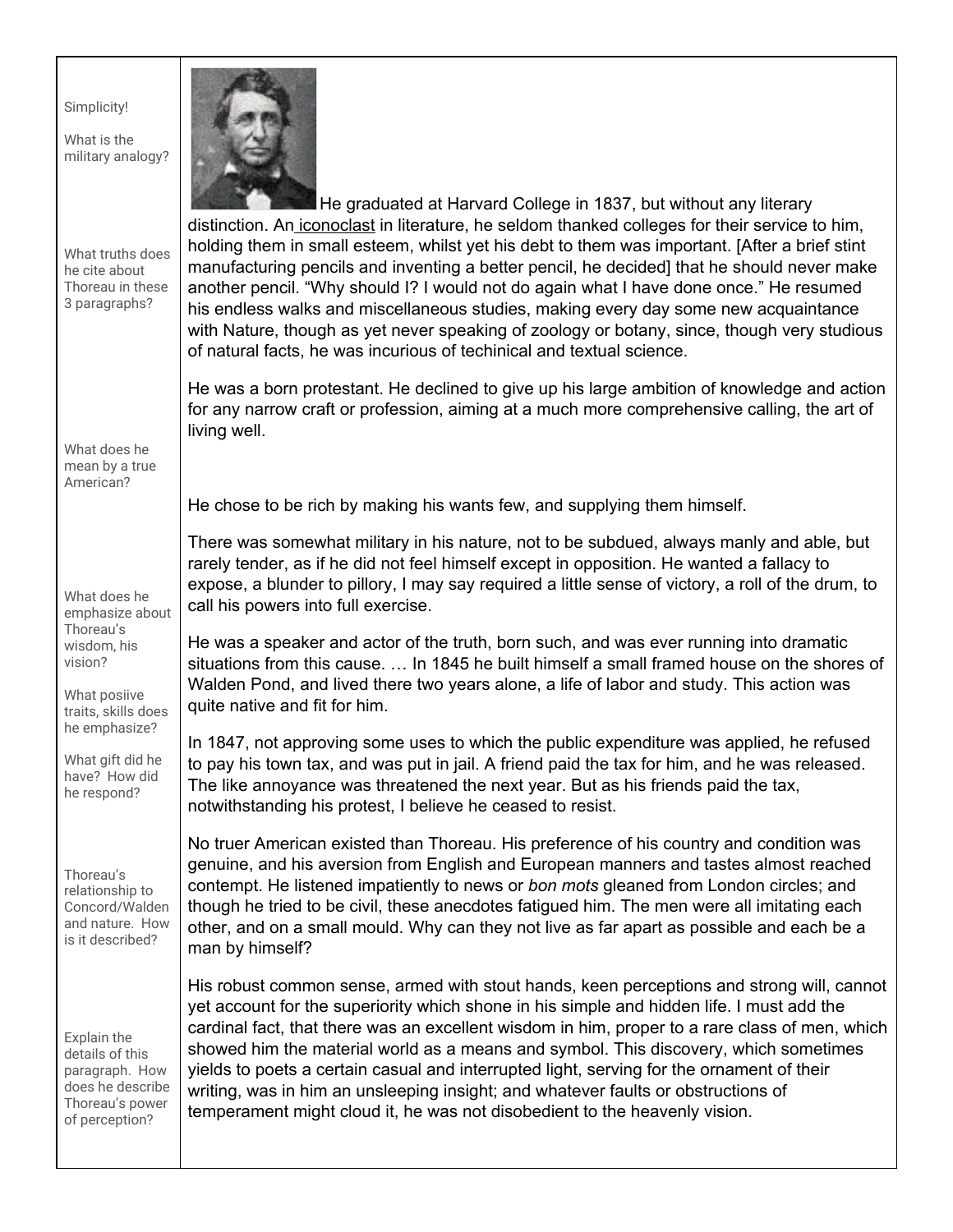| | |
|---|---|
| Simplicity!<br><br>What is the military analogy?<br><br>What truths does he cite about Thoreau in these 3 paragraphs? | He graduated at Harvard College in 1837, but without any literary distinction. An iconoclast in literature, he seldom thanked colleges for their service to him, holding them in small esteem, whilst yet his debt to them was important. [After a brief stint manufacturing pencils and inventing a better pencil, he decided] that he should never make another pencil. "Why should I? I would not do again what I have done once." He resumed his endless walks and miscellaneous studies, making every day some new acquaintance with Nature, though as yet never speaking of zoology or botany, since, though very studious of natural facts, he was incurious of techinical and textual science.<br><br>He was a born protestant. He declined to give up his large ambition of knowledge and action for any narrow craft or profession, aiming at a much more comprehensive calling, the art of living well. |
| What does he mean by a true American? | He chose to be rich by making his wants few, and supplying them himself.<br><br>There was somewhat military in his nature, not to be subdued, always manly and able, but rarely tender, as if he did not feel himself except in opposition. He wanted a fallacy to expose, a blunder to pillory, I may say required a little sense of victory, a roll of the drum, to call his powers into full exercise. |
| What does he emphasize about Thoreau's wisdom, his vision?<br><br>What posiive traits, skills does he emphasize?<br><br>What gift did he have? How did he respond? | He was a speaker and actor of the truth, born such, and was ever running into dramatic situations from this cause. … In 1845 he built himself a small framed house on the shores of Walden Pond, and lived there two years alone, a life of labor and study. This action was quite native and fit for him.<br><br>In 1847, not approving some uses to which the public expenditure was applied, he refused to pay his town tax, and was put in jail. A friend paid the tax for him, and he was released. The like annoyance was threatened the next year. But as his friends paid the tax, notwithstanding his protest, I believe he ceased to resist. |
| Thoreau's relationship to Concord/Walden and nature. How is it described? | No truer American existed than Thoreau. His preference of his country and condition was genuine, and his aversion from English and European manners and tastes almost reached contempt. He listened impatiently to news or *bon mots* gleaned from London circles; and though he tried to be civil, these anecdotes fatigued him. The men were all imitating each other, and on a small mould. Why can they not live as far apart as possible and each be a man by himself? |
| Explain the details of this paragraph. How does he describe Thoreau's power of perception? | His robust common sense, armed with stout hands, keen perceptions and strong will, cannot yet account for the superiority which shone in his simple and hidden life. I must add the cardinal fact, that there was an excellent wisdom in him, proper to a rare class of men, which showed him the material world as a means and symbol. This discovery, which sometimes yields to poets a certain casual and interrupted light, serving for the ornament of their writing, was in him an unsleeping insight; and whatever faults or obstructions of temperament might cloud it, he was not disobedient to the heavenly vision. |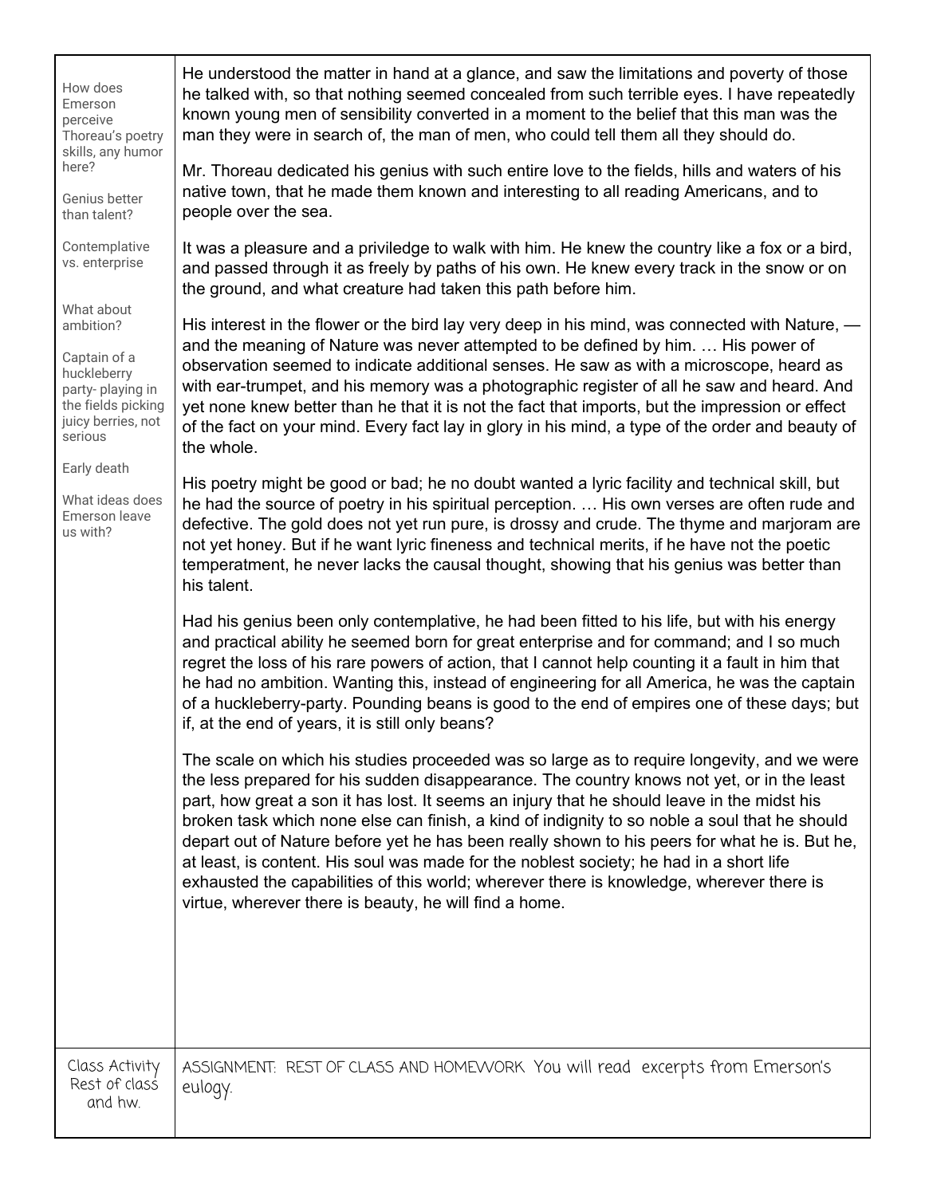| | |
|---|---|
| How does Emerson perceive Thoreau's poetry skills, any humor here?<br><br>Genius better than talent?<br><br>Contemplative vs. enterprise<br><br>What about ambition?<br><br>Captain of a huckleberry party- playing in the fields picking juicy berries, not serious<br><br>Early death<br><br>What ideas does Emerson leave us with? | He understood the matter in hand at a glance, and saw the limitations and poverty of those he talked with, so that nothing seemed concealed from such terrible eyes. I have repeatedly known young men of sensibility converted in a moment to the belief that this man was the man they were in search of, the man of men, who could tell them all they should do.<br><br>Mr. Thoreau dedicated his genius with such entire love to the fields, hills and waters of his native town, that he made them known and interesting to all reading Americans, and to people over the sea.<br><br>It was a pleasure and a priviledge to walk with him. He knew the country like a fox or a bird, and passed through it as freely by paths of his own. He knew every track in the snow or on the ground, and what creature had taken this path before him.<br><br>His interest in the flower or the bird lay very deep in his mind, was connected with Nature, — and the meaning of Nature was never attempted to be defined by him. … His power of observation seemed to indicate additional senses. He saw as with a microscope, heard as with ear-trumpet, and his memory was a photographic register of all he saw and heard. And yet none knew better than he that it is not the fact that imports, but the impression or effect of the fact on your mind. Every fact lay in glory in his mind, a type of the order and beauty of the whole.<br><br>His poetry might be good or bad; he no doubt wanted a lyric facility and technical skill, but he had the source of poetry in his spiritual perception. … His own verses are often rude and defective. The gold does not yet run pure, is drossy and crude. The thyme and marjoram are not yet honey. But if he want lyric fineness and technical merits, if he have not the poetic temperament, he never lacks the causal thought, showing that his genius was better than his talent.<br><br>Had his genius been only contemplative, he had been fitted to his life, but with his energy and practical ability he seemed born for great enterprise and for command; and I so much regret the loss of his rare powers of action, that I cannot help counting it a fault in him that he had no ambition. Wanting this, instead of engineering for all America, he was the captain of a huckleberry-party. Pounding beans is good to the end of empires one of these days; but if, at the end of years, it is still only beans?<br><br>The scale on which his studies proceeded was so large as to require longevity, and we were the less prepared for his sudden disappearance. The country knows not yet, or in the least part, how great a son it has lost. It seems an injury that he should leave in the midst his broken task which none else can finish, a kind of indignity to so noble a soul that he should depart out of Nature before yet he has been really shown to his peers for what he is. But he, at least, is content. His soul was made for the noblest society; he had in a short life exhausted the capabilities of this world; wherever there is knowledge, wherever there is virtue, wherever there is beauty, he will find a home. |
| Class Activity Rest of class and hw. | ASSIGNMENT: REST OF CLASS AND HOMEWORK You will read excerpts from Emerson's eulogy. |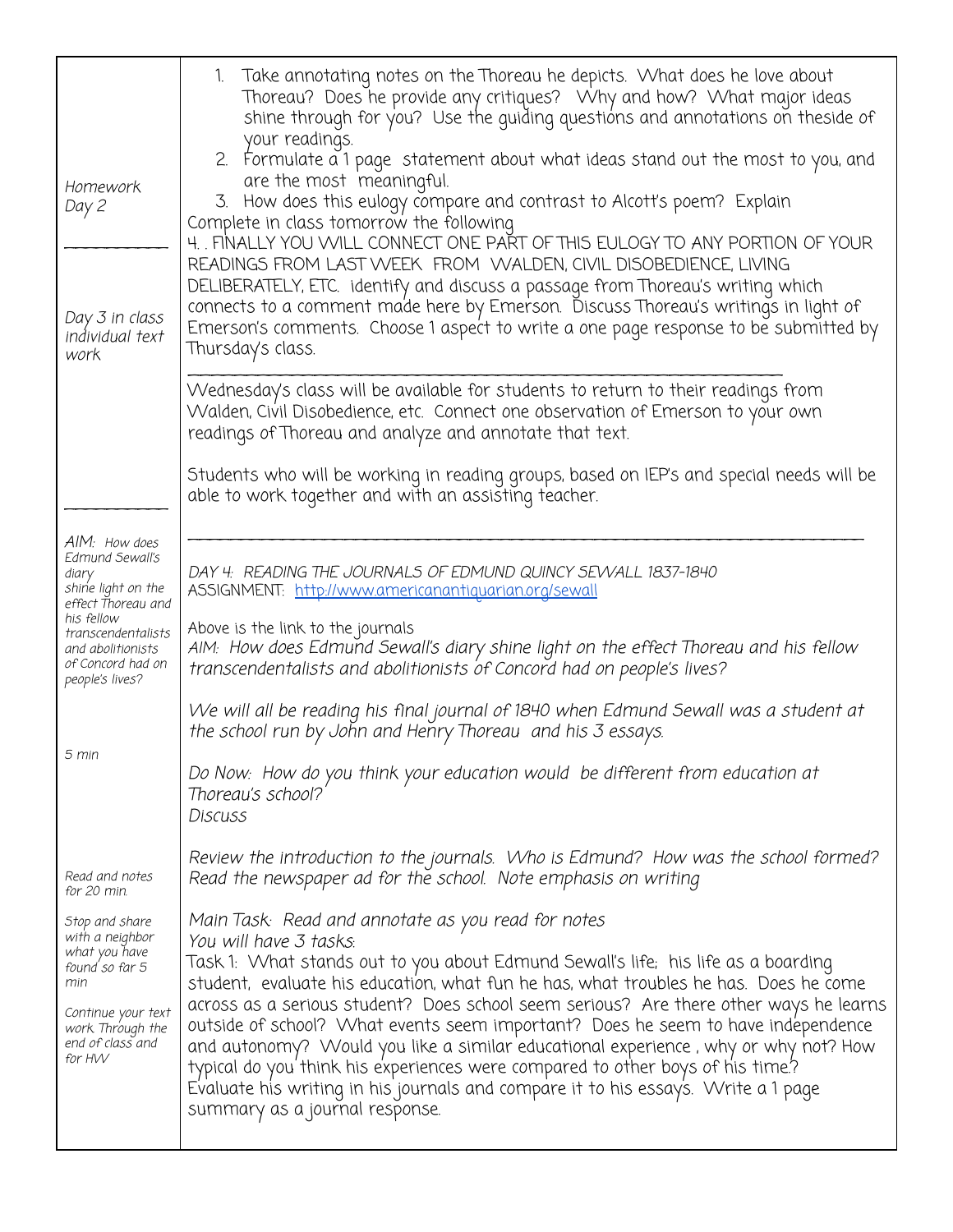| | |
|---|---|
| Homework<br>Day 2<br><br>___________<br><br>Day 3 in class individual text work | 1. Take annotating notes on the Thoreau he depicts. What does he love about Thoreau? Does he provide any critiques? Why and how? What major ideas shine through for you? Use the guiding questions and annotations on theside of your readings.<br>2. Formulate a 1 page statement about what ideas stand out the most to you, and are the most meaningful.<br>3. How does this eulogy compare and contrast to Alcott's poem? Explain<br>Complete in class tomorrow the following<br>4. . FINALLY YOU WILL CONNECT ONE PART OF THIS EULOGY TO ANY PORTION OF YOUR READINGS FROM LAST WEEK FROM WALDEN, CIVIL DISOBEDIENCE, LIVING DELIBERATELY, ETC. identify and discuss a passage from Thoreau's writing which connects to a comment made here by Emerson. Discuss Thoreau's writings in light of Emerson's comments. Choose 1 aspect to write a one page response to be submitted by Thursday's class.<br>___________<br>Wednesday's class will be available for students to return to their readings from Walden, Civil Disobedience, etc. Connect one observation of Emerson to your own readings of Thoreau and analyze and annotate that text.<br><br>Students who will be working in reading groups, based on IEP's and special needs will be able to work together and with an assisting teacher. |
| ___________<br><br>*AIM: How does Edmund Sewall's diary shine light on the effect Thoreau and his fellow transcendentalists and abolitionists of Concord had on people's lives?*<br><br>*5 min*<br><br>*Read and notes for 20 min.*<br><br>*Stop and share with a neighbor what you have found so far 5 min*<br><br>*Continue your text work Through the end of class and for HW* | ___________<br><br>*DAY 4: READING THE JOURNALS OF EDMUND QUINCY SEWALL 1837-1840*<br>ASSIGNMENT: http://www.americanantiquarian.org/sewall<br><br>Above is the link to the journals<br>*AIM: How does Edmund Sewall's diary shine light on the effect Thoreau and his fellow transcendentalists and abolitionists of Concord had on people's lives?*<br><br>*We will all be reading his final journal of 1840 when Edmund Sewall was a student at the school run by John and Henry Thoreau and his 3 essays.*<br><br>*Do Now: How do you think your education would be different from education at Thoreau's school?*<br>*Discuss*<br><br>*Review the introduction to the journals. Who is Edmund? How was the school formed? Read the newspaper ad for the school. Note emphasis on writing*<br><br>*Main Task: Read and annotate as you read for notes*<br>*You will have 3 tasks:*<br>Task 1: What stands out to you about Edmund Sewall's life; his life as a boarding student, evaluate his education, what fun he has, what troubles he has. Does he come across as a serious student? Does school seem serious? Are there other ways he learns outside of school? What events seem important? Does he seem to have independence and autonomy? Would you like a similar educational experience , why or why not? How typical do you think his experiences were compared to other boys of his time.? Evaluate his writing in his journals and compare it to his essays. Write a 1 page summary as a journal response. |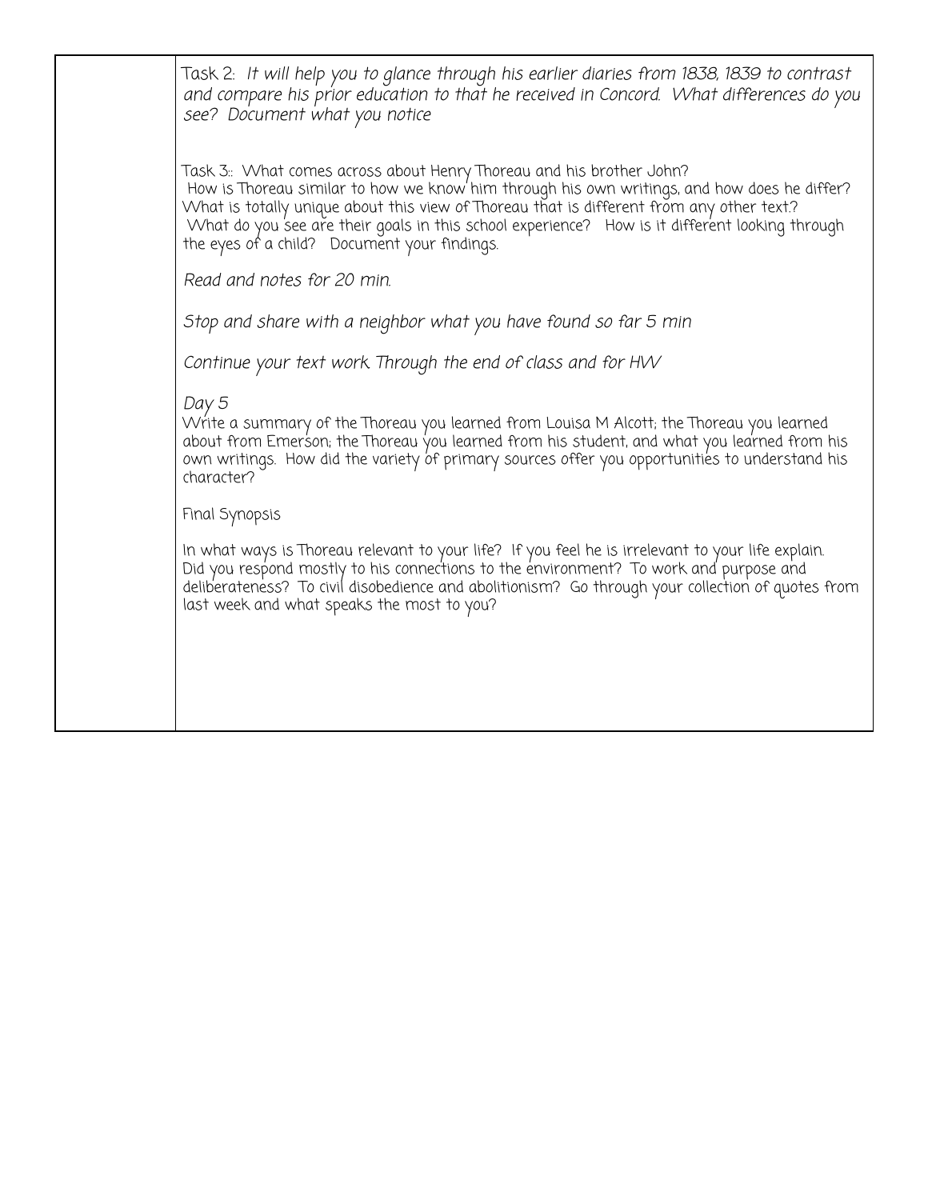| | |
|---|---|
| | Task 2: *It will help you to glance through his earlier diaries from 1838, 1839 to contrast and compare his prior education to that he received in Concord. What differences do you see? Document what you notice*<br><br>Task 3:: What comes across about Henry Thoreau and his brother John? How is Thoreau similar to how we know him through his own writings, and how does he differ? What is totally unique about this view of Thoreau that is different from any other text.? What do you see are their goals in this school experience? How is it different looking through the eyes of a child? Document your findings.<br><br>*Read and notes for 20 min.*<br><br>*Stop and share with a neighbor what you have found so far 5 min*<br><br>*Continue your text work. Through the end of class and for HW*<br><br>*Day 5*<br>Write a summary of the Thoreau you learned from Louisa M Alcott; the Thoreau you learned about from Emerson; the Thoreau you learned from his student, and what you learned from his own writings. How did the variety of primary sources offer you opportunities to understand his character?<br><br>Final Synopsis<br><br>In what ways is Thoreau relevant to your life? If you feel he is irrelevant to your life explain. Did you respond mostly to his connections to the environment? To work and purpose and deliberateness? To civil disobedience and abolitionism? Go through your collection of quotes from last week and what speaks the most to you? |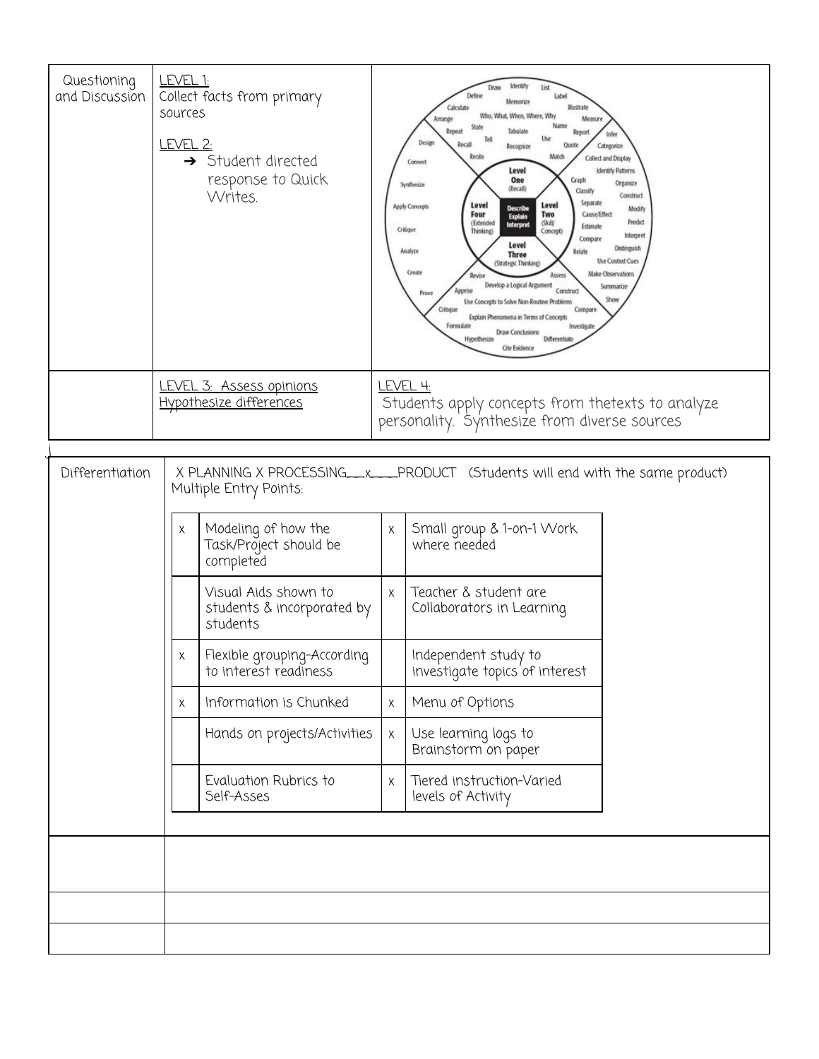| Questioning and Discussion | LEVEL 1: Collect facts from primary sources<br><br>LEVEL 2:<br>➔ Student directed response to Quick Writes. | |
|---|---|---|
| | LEVEL 3: Assess opinions Hypothesize differences | LEVEL 4: Students apply concepts from thetexts to analyze personality. Synthesize from diverse sources |

| Differentiation | X PLANNING X PROCESSING__x___PRODUCT (Students will end with the same product)<br>Multiple Entry Points: |
|---|---|
| | |
| | |
| | |

| | | | |
|---|---|---|---|
| x | Modeling of how the Task/Project should be completed | x | Small group & 1-on-1 Work where needed |
| | Visual Aids shown to students & incorporated by students | x | Teacher & student are Collaborators in Learning |
| x | Flexible grouping-According to interest readiness | | Independent study to investigate topics of interest |
| x | Information is Chunked | x | Menu of Options |
| | Hands on projects/Activities | x | Use learning logs to Brainstorm on paper |
| | Evaluation Rubrics to Self-Asses | x | Tiered instruction-Varied levels of Activity |